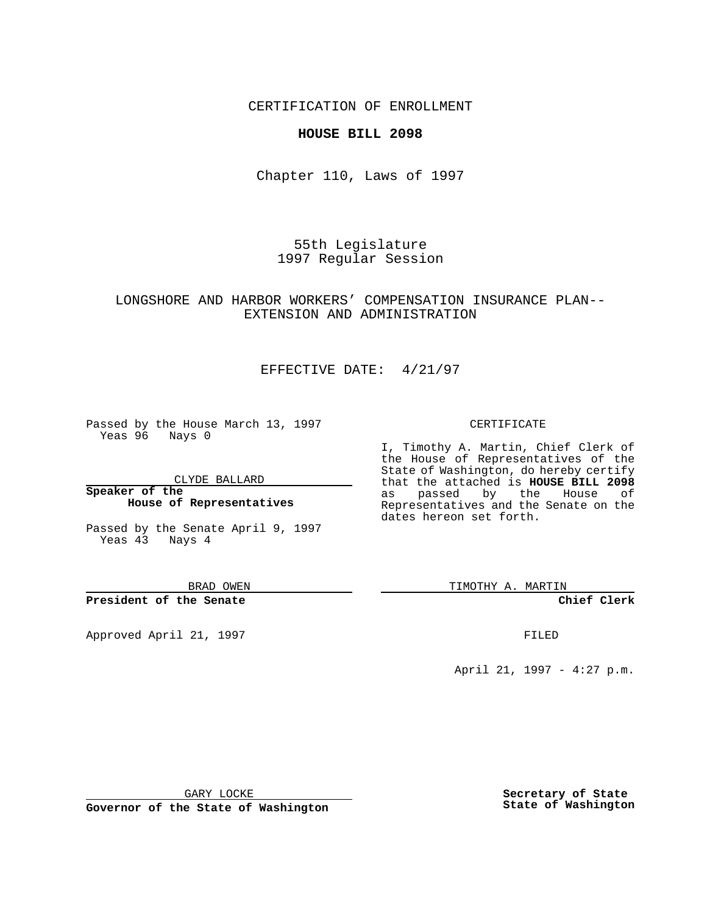CERTIFICATION OF ENROLLMENT

**HOUSE BILL 2098**

Chapter 110, Laws of 1997

55th Legislature
1997 Regular Session

LONGSHORE AND HARBOR WORKERS' COMPENSATION INSURANCE PLAN--EXTENSION AND ADMINISTRATION

EFFECTIVE DATE: 4/21/97

Passed by the House March 13, 1997
Yeas 96 Nays 0

CLYDE BALLARD

**Speaker of the House of Representatives**

Passed by the Senate April 9, 1997
Yeas 43 Nays 4

BRAD OWEN

**President of the Senate**

Approved April 21, 1997

GARY LOCKE

**Governor of the State of Washington**

CERTIFICATE

I, Timothy A. Martin, Chief Clerk of the House of Representatives of the State of Washington, do hereby certify that the attached is **HOUSE BILL 2098** as passed by the House of Representatives and the Senate on the dates hereon set forth.

TIMOTHY A. MARTIN

**Chief Clerk**

FILED

April 21, 1997 - 4:27 p.m.

**Secretary of State**
**State of Washington**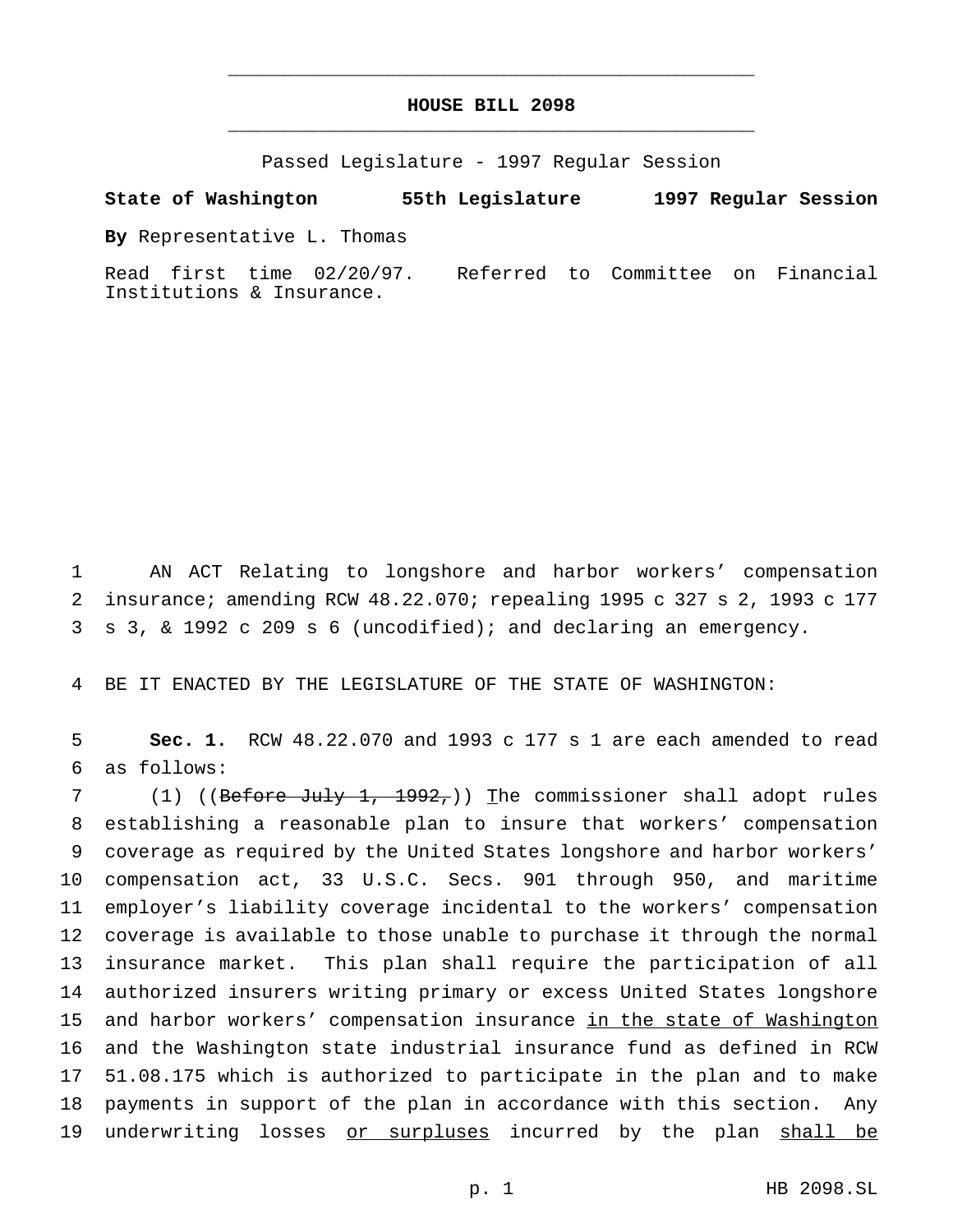# HOUSE BILL 2098

Passed Legislature - 1997 Regular Session

**State of Washington 55th Legislature 1997 Regular Session**

**By** Representative L. Thomas

Read first time 02/20/97. Referred to Committee on Financial Institutions & Insurance.

AN ACT Relating to longshore and harbor workers' compensation insurance; amending RCW 48.22.070; repealing 1995 c 327 s 2, 1993 c 177 s 3, & 1992 c 209 s 6 (uncodified); and declaring an emergency.

BE IT ENACTED BY THE LEGISLATURE OF THE STATE OF WASHINGTON:

**Sec. 1.** RCW 48.22.070 and 1993 c 177 s 1 are each amended to read as follows:

(1) ((~~Before July 1, 1992,~~)) The commissioner shall adopt rules establishing a reasonable plan to insure that workers' compensation coverage as required by the United States longshore and harbor workers' compensation act, 33 U.S.C. Secs. 901 through 950, and maritime employer's liability coverage incidental to the workers' compensation coverage is available to those unable to purchase it through the normal insurance market. This plan shall require the participation of all authorized insurers writing primary or excess United States longshore and harbor workers' compensation insurance <u>in the state of Washington</u> and the Washington state industrial insurance fund as defined in RCW 51.08.175 which is authorized to participate in the plan and to make payments in support of the plan in accordance with this section. Any underwriting losses <u>or surpluses</u> incurred by the plan <u>shall be</u>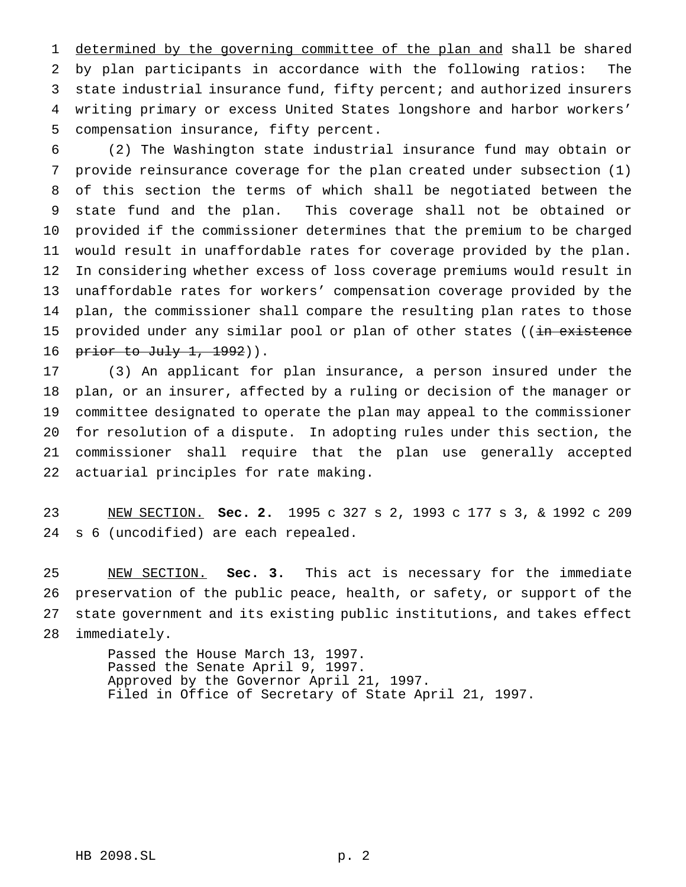determined by the governing committee of the plan and shall be shared by plan participants in accordance with the following ratios: The state industrial insurance fund, fifty percent; and authorized insurers writing primary or excess United States longshore and harbor workers' compensation insurance, fifty percent.

(2) The Washington state industrial insurance fund may obtain or provide reinsurance coverage for the plan created under subsection (1) of this section the terms of which shall be negotiated between the state fund and the plan. This coverage shall not be obtained or provided if the commissioner determines that the premium to be charged would result in unaffordable rates for coverage provided by the plan. In considering whether excess of loss coverage premiums would result in unaffordable rates for workers' compensation coverage provided by the plan, the commissioner shall compare the resulting plan rates to those provided under any similar pool or plan of other states ((~~in existence prior to July 1, 1992~~)).

(3) An applicant for plan insurance, a person insured under the plan, or an insurer, affected by a ruling or decision of the manager or committee designated to operate the plan may appeal to the commissioner for resolution of a dispute. In adopting rules under this section, the commissioner shall require that the plan use generally accepted actuarial principles for rate making.

NEW SECTION. **Sec. 2.** 1995 c 327 s 2, 1993 c 177 s 3, & 1992 c 209 s 6 (uncodified) are each repealed.

NEW SECTION. **Sec. 3.** This act is necessary for the immediate preservation of the public peace, health, or safety, or support of the state government and its existing public institutions, and takes effect immediately.

Passed the House March 13, 1997.
Passed the Senate April 9, 1997.
Approved by the Governor April 21, 1997.
Filed in Office of Secretary of State April 21, 1997.